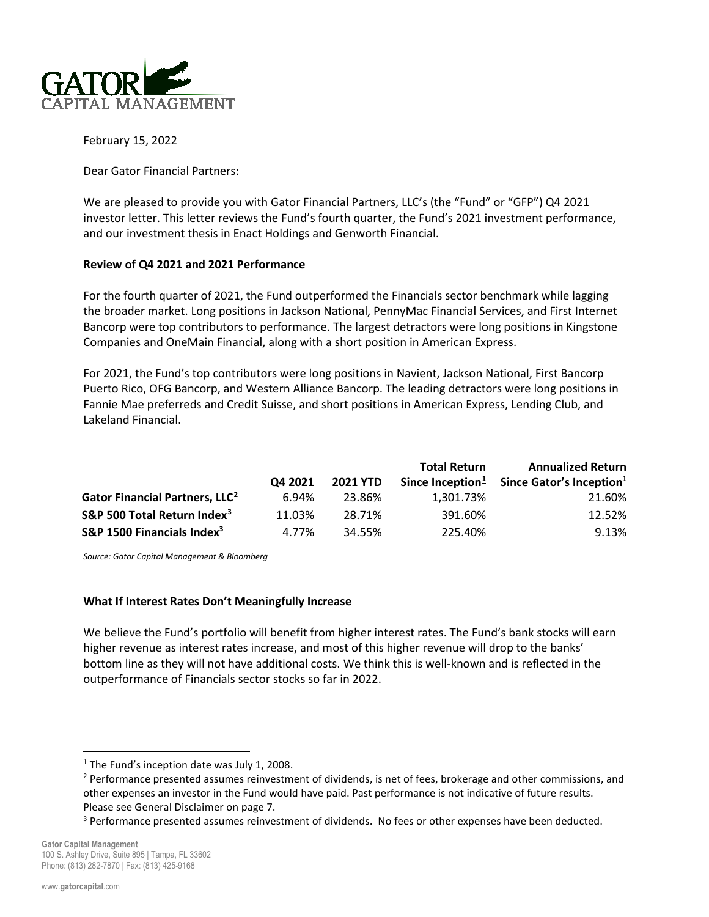February 15, 2022

Dear Gator Financial Partners:

We are pleased to provide you with Gator Financial Partners, LLC's (the "Fund" or "GFP") Q4 2021 investor letter. This letter reviews the Fund's fourth quarter, the Fund's 2021 investment performance, and our investment thesis in Enact Holdings and Genworth Financial.

**Review of Q4 2021 and 2021 Performance**

For the fourth quarter of 2021, the Fund outperformed the Financials sector benchmark while lagging the broader market. Long positions in Jackson National, PennyMac Financial Services, and First Internet Bancorp were top contributors to performance. The largest detractors were long positions in Kingstone Companies and OneMain Financial, along with a short position in American Express.

For 2021, the Fund's top contributors were long positions in Navient, Jackson National, First Bancorp Puerto Rico, OFG Bancorp, and Western Alliance Bancorp. The leading detractors were long positions in Fannie Mae preferreds and Credit Suisse, and short positions in American Express, Lending Club, and Lakeland Financial.

| | Q4 2021 | 2021 YTD | Total Return Since Inception[1] | Annualized Return Since Gator's Inception[1] |
|---|---|---|---|---|
| **Gator Financial Partners, LLC[2]** | 6.94% | 23.86% | 1,301.73% | 21.60% |
| **S&P 500 Total Return Index[3]** | 11.03% | 28.71% | 391.60% | 12.52% |
| **S&P 1500 Financials Index[3]** | 4.77% | 34.55% | 225.40% | 9.13% |

*Source: Gator Capital Management & Bloomberg*

**What If Interest Rates Don't Meaningfully Increase**

We believe the Fund's portfolio will benefit from higher interest rates. The Fund's bank stocks will earn higher revenue as interest rates increase, and most of this higher revenue will drop to the banks' bottom line as they will not have additional costs. We think this is well-known and is reflected in the outperformance of Financials sector stocks so far in 2022.

---

[1] The Fund's inception date was July 1, 2008.

[2] Performance presented assumes reinvestment of dividends, is net of fees, brokerage and other commissions, and other expenses an investor in the Fund would have paid. Past performance is not indicative of future results. Please see General Disclaimer on page 7.

[3] Performance presented assumes reinvestment of dividends. No fees or other expenses have been deducted.

**Gator Capital Management**
100 S. Ashley Drive, Suite 895 | Tampa, FL 33602
Phone: (813) 282-7870 | Fax: (813) 425-9168

www.gatorcapital.com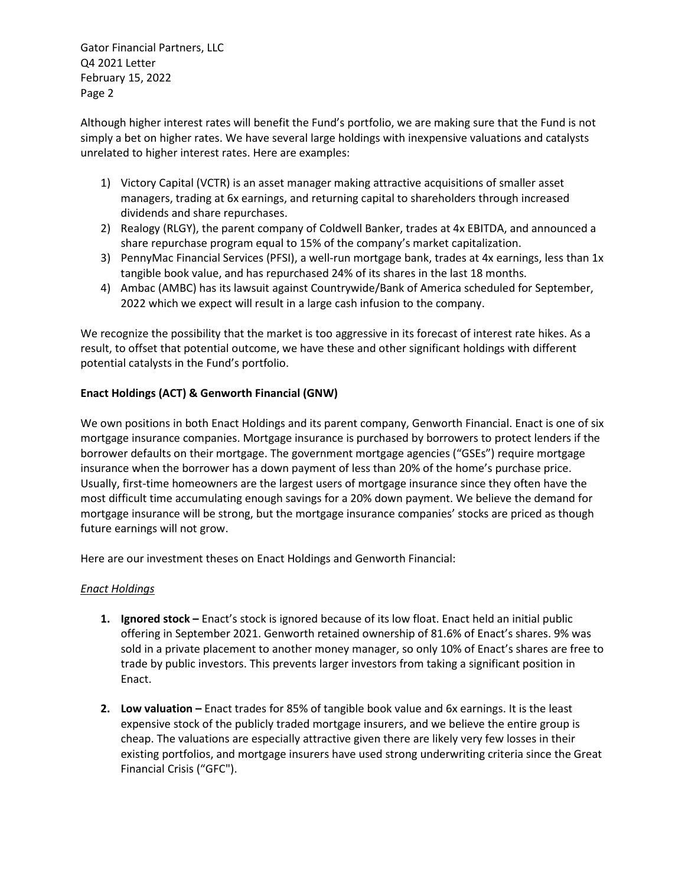Although higher interest rates will benefit the Fund's portfolio, we are making sure that the Fund is not simply a bet on higher rates. We have several large holdings with inexpensive valuations and catalysts unrelated to higher interest rates. Here are examples:

1) Victory Capital (VCTR) is an asset manager making attractive acquisitions of smaller asset managers, trading at 6x earnings, and returning capital to shareholders through increased dividends and share repurchases.
2) Realogy (RLGY), the parent company of Coldwell Banker, trades at 4x EBITDA, and announced a share repurchase program equal to 15% of the company's market capitalization.
3) PennyMac Financial Services (PFSI), a well-run mortgage bank, trades at 4x earnings, less than 1x tangible book value, and has repurchased 24% of its shares in the last 18 months.
4) Ambac (AMBC) has its lawsuit against Countrywide/Bank of America scheduled for September, 2022 which we expect will result in a large cash infusion to the company.

We recognize the possibility that the market is too aggressive in its forecast of interest rate hikes. As a result, to offset that potential outcome, we have these and other significant holdings with different potential catalysts in the Fund's portfolio.

**Enact Holdings (ACT) & Genworth Financial (GNW)**

We own positions in both Enact Holdings and its parent company, Genworth Financial. Enact is one of six mortgage insurance companies. Mortgage insurance is purchased by borrowers to protect lenders if the borrower defaults on their mortgage. The government mortgage agencies ("GSEs") require mortgage insurance when the borrower has a down payment of less than 20% of the home's purchase price. Usually, first-time homeowners are the largest users of mortgage insurance since they often have the most difficult time accumulating enough savings for a 20% down payment. We believe the demand for mortgage insurance will be strong, but the mortgage insurance companies' stocks are priced as though future earnings will not grow.

Here are our investment theses on Enact Holdings and Genworth Financial:

*Enact Holdings*

1. **Ignored stock –** Enact's stock is ignored because of its low float. Enact held an initial public offering in September 2021. Genworth retained ownership of 81.6% of Enact's shares. 9% was sold in a private placement to another money manager, so only 10% of Enact's shares are free to trade by public investors. This prevents larger investors from taking a significant position in Enact.

2. **Low valuation –** Enact trades for 85% of tangible book value and 6x earnings. It is the least expensive stock of the publicly traded mortgage insurers, and we believe the entire group is cheap. The valuations are especially attractive given there are likely very few losses in their existing portfolios, and mortgage insurers have used strong underwriting criteria since the Great Financial Crisis ("GFC").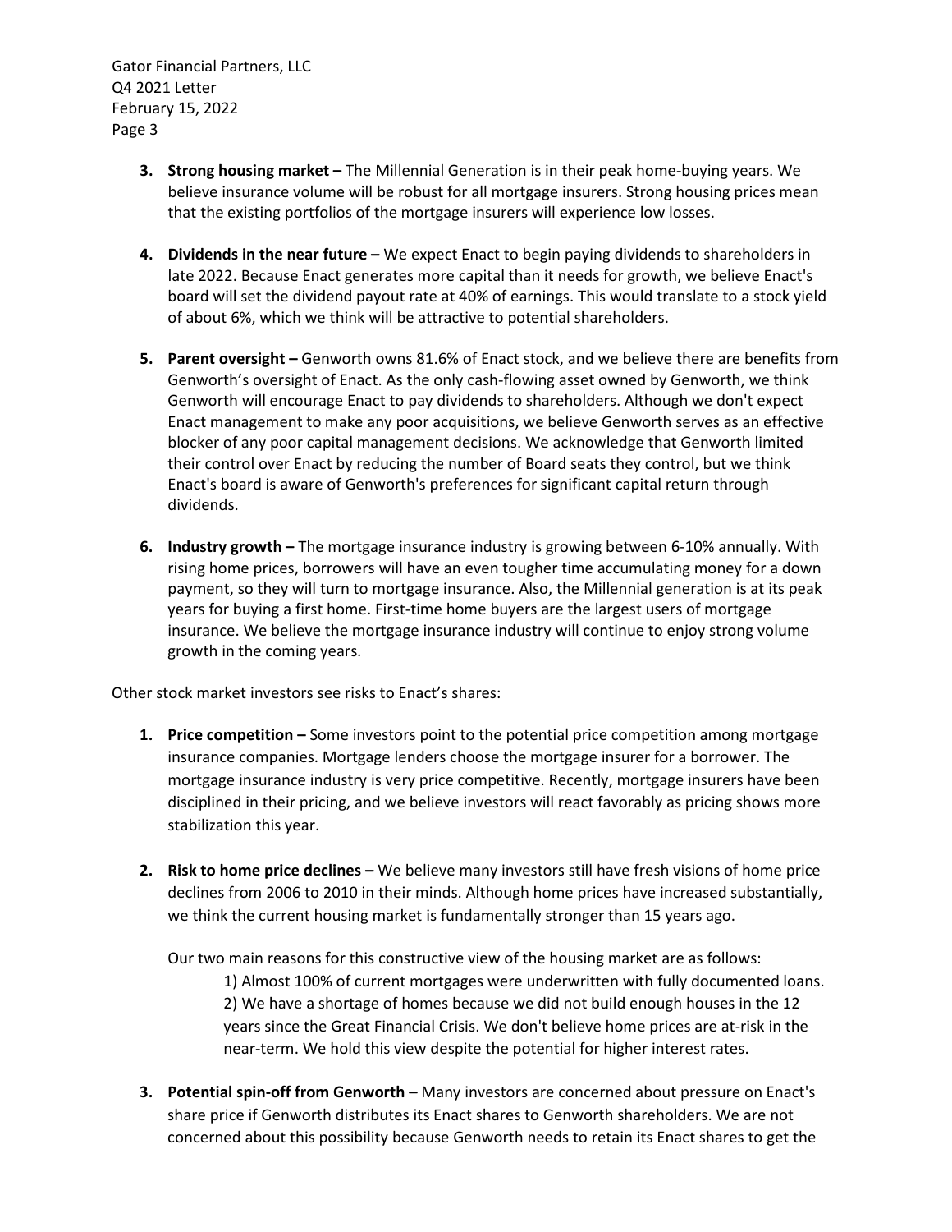3. **Strong housing market –** The Millennial Generation is in their peak home-buying years. We believe insurance volume will be robust for all mortgage insurers. Strong housing prices mean that the existing portfolios of the mortgage insurers will experience low losses.

4. **Dividends in the near future –** We expect Enact to begin paying dividends to shareholders in late 2022. Because Enact generates more capital than it needs for growth, we believe Enact's board will set the dividend payout rate at 40% of earnings. This would translate to a stock yield of about 6%, which we think will be attractive to potential shareholders.

5. **Parent oversight –** Genworth owns 81.6% of Enact stock, and we believe there are benefits from Genworth's oversight of Enact. As the only cash-flowing asset owned by Genworth, we think Genworth will encourage Enact to pay dividends to shareholders. Although we don't expect Enact management to make any poor acquisitions, we believe Genworth serves as an effective blocker of any poor capital management decisions. We acknowledge that Genworth limited their control over Enact by reducing the number of Board seats they control, but we think Enact's board is aware of Genworth's preferences for significant capital return through dividends.

6. **Industry growth –** The mortgage insurance industry is growing between 6-10% annually. With rising home prices, borrowers will have an even tougher time accumulating money for a down payment, so they will turn to mortgage insurance. Also, the Millennial generation is at its peak years for buying a first home. First-time home buyers are the largest users of mortgage insurance. We believe the mortgage insurance industry will continue to enjoy strong volume growth in the coming years.

Other stock market investors see risks to Enact's shares:

1. **Price competition –** Some investors point to the potential price competition among mortgage insurance companies. Mortgage lenders choose the mortgage insurer for a borrower. The mortgage insurance industry is very price competitive. Recently, mortgage insurers have been disciplined in their pricing, and we believe investors will react favorably as pricing shows more stabilization this year.

2. **Risk to home price declines –** We believe many investors still have fresh visions of home price declines from 2006 to 2010 in their minds. Although home prices have increased substantially, we think the current housing market is fundamentally stronger than 15 years ago.

   Our two main reasons for this constructive view of the housing market are as follows:

   1) Almost 100% of current mortgages were underwritten with fully documented loans.
   2) We have a shortage of homes because we did not build enough houses in the 12 years since the Great Financial Crisis. We don't believe home prices are at-risk in the near-term. We hold this view despite the potential for higher interest rates.

3. **Potential spin-off from Genworth –** Many investors are concerned about pressure on Enact's share price if Genworth distributes its Enact shares to Genworth shareholders. We are not concerned about this possibility because Genworth needs to retain its Enact shares to get the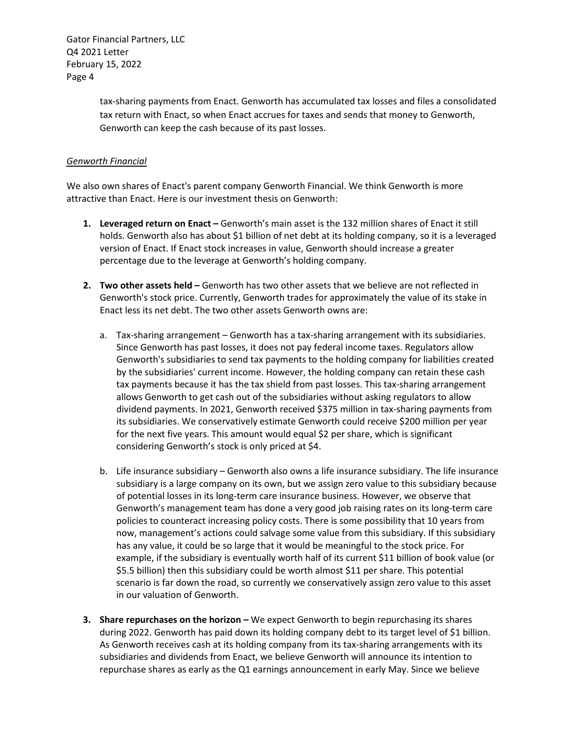tax-sharing payments from Enact. Genworth has accumulated tax losses and files a consolidated tax return with Enact, so when Enact accrues for taxes and sends that money to Genworth, Genworth can keep the cash because of its past losses.

*Genworth Financial*

We also own shares of Enact's parent company Genworth Financial. We think Genworth is more attractive than Enact. Here is our investment thesis on Genworth:

1. **Leveraged return on Enact –** Genworth's main asset is the 132 million shares of Enact it still holds. Genworth also has about $1 billion of net debt at its holding company, so it is a leveraged version of Enact. If Enact stock increases in value, Genworth should increase a greater percentage due to the leverage at Genworth's holding company.

2. **Two other assets held –** Genworth has two other assets that we believe are not reflected in Genworth's stock price. Currently, Genworth trades for approximately the value of its stake in Enact less its net debt. The two other assets Genworth owns are:

   a. Tax-sharing arrangement – Genworth has a tax-sharing arrangement with its subsidiaries. Since Genworth has past losses, it does not pay federal income taxes. Regulators allow Genworth's subsidiaries to send tax payments to the holding company for liabilities created by the subsidiaries' current income. However, the holding company can retain these cash tax payments because it has the tax shield from past losses. This tax-sharing arrangement allows Genworth to get cash out of the subsidiaries without asking regulators to allow dividend payments. In 2021, Genworth received $375 million in tax-sharing payments from its subsidiaries. We conservatively estimate Genworth could receive $200 million per year for the next five years. This amount would equal $2 per share, which is significant considering Genworth's stock is only priced at $4.

   b. Life insurance subsidiary – Genworth also owns a life insurance subsidiary. The life insurance subsidiary is a large company on its own, but we assign zero value to this subsidiary because of potential losses in its long-term care insurance business. However, we observe that Genworth's management team has done a very good job raising rates on its long-term care policies to counteract increasing policy costs. There is some possibility that 10 years from now, management's actions could salvage some value from this subsidiary. If this subsidiary has any value, it could be so large that it would be meaningful to the stock price. For example, if the subsidiary is eventually worth half of its current $11 billion of book value (or $5.5 billion) then this subsidiary could be worth almost $11 per share. This potential scenario is far down the road, so currently we conservatively assign zero value to this asset in our valuation of Genworth.

3. **Share repurchases on the horizon –** We expect Genworth to begin repurchasing its shares during 2022. Genworth has paid down its holding company debt to its target level of $1 billion. As Genworth receives cash at its holding company from its tax-sharing arrangements with its subsidiaries and dividends from Enact, we believe Genworth will announce its intention to repurchase shares as early as the Q1 earnings announcement in early May. Since we believe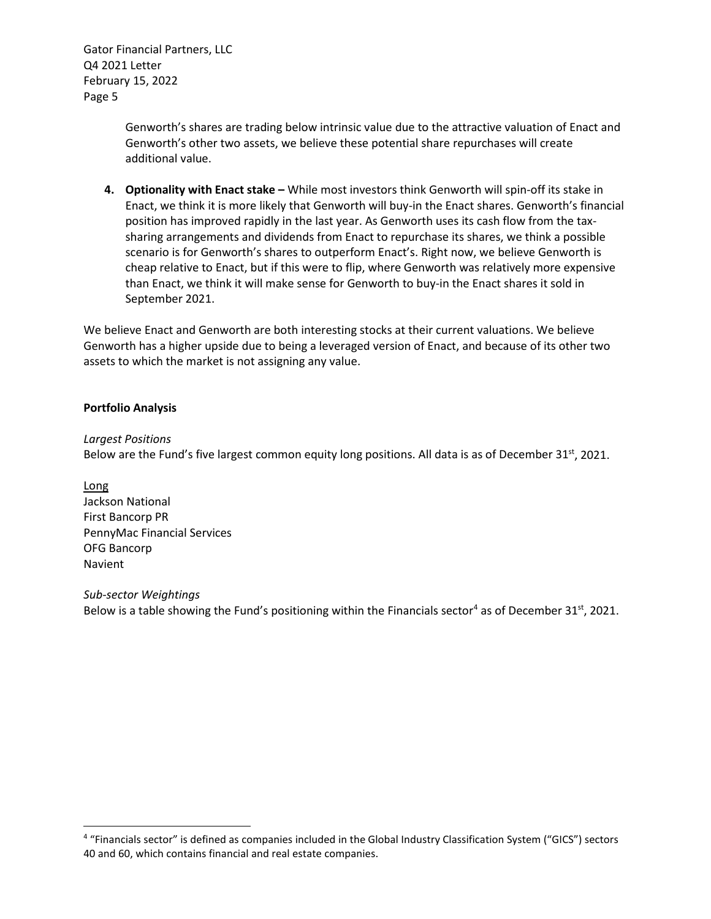Genworth's shares are trading below intrinsic value due to the attractive valuation of Enact and Genworth's other two assets, we believe these potential share repurchases will create additional value.

4. **Optionality with Enact stake –** While most investors think Genworth will spin-off its stake in Enact, we think it is more likely that Genworth will buy-in the Enact shares. Genworth's financial position has improved rapidly in the last year. As Genworth uses its cash flow from the tax-sharing arrangements and dividends from Enact to repurchase its shares, we think a possible scenario is for Genworth's shares to outperform Enact's. Right now, we believe Genworth is cheap relative to Enact, but if this were to flip, where Genworth was relatively more expensive than Enact, we think it will make sense for Genworth to buy-in the Enact shares it sold in September 2021.

We believe Enact and Genworth are both interesting stocks at their current valuations. We believe Genworth has a higher upside due to being a leveraged version of Enact, and because of its other two assets to which the market is not assigning any value.

**Portfolio Analysis**

*Largest Positions*

Below are the Fund's five largest common equity long positions. All data is as of December 31st, 2021.

Long

Jackson National
First Bancorp PR
PennyMac Financial Services
OFG Bancorp
Navient

*Sub-sector Weightings*

Below is a table showing the Fund's positioning within the Financials sector[4] as of December 31st, 2021.

[4] "Financials sector" is defined as companies included in the Global Industry Classification System ("GICS") sectors 40 and 60, which contains financial and real estate companies.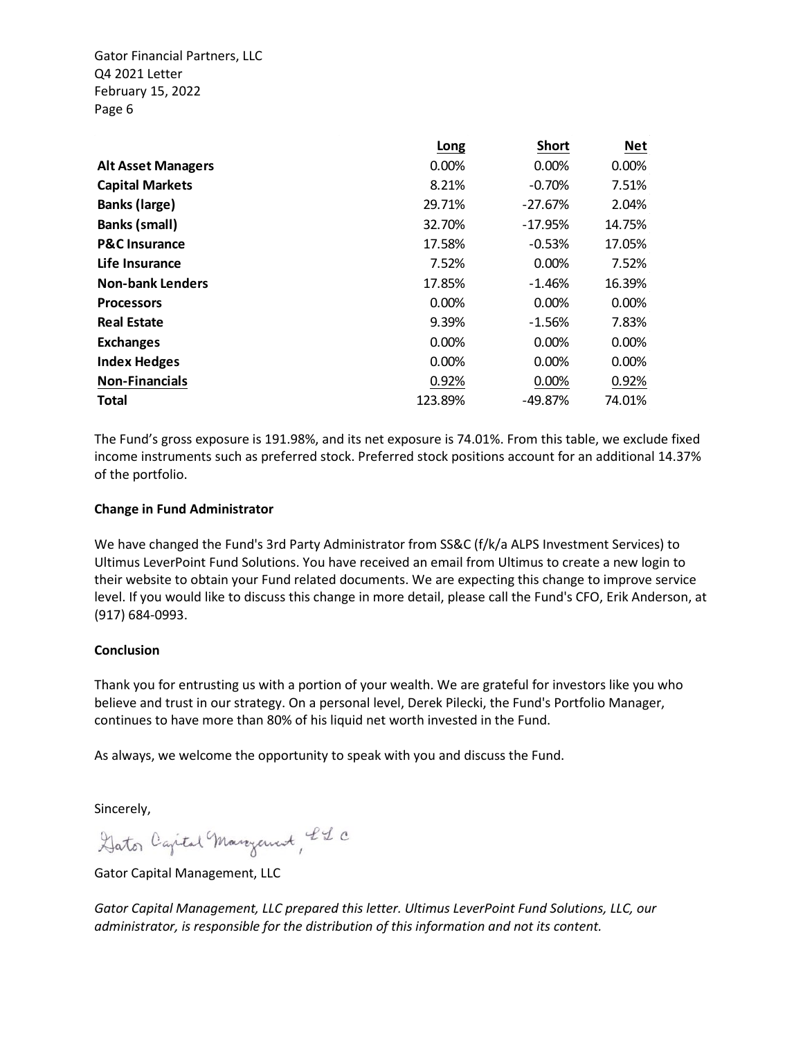| | Long | Short | Net |
|---|---|---|---|
| **Alt Asset Managers** | 0.00% | 0.00% | 0.00% |
| **Capital Markets** | 8.21% | -0.70% | 7.51% |
| **Banks (large)** | 29.71% | -27.67% | 2.04% |
| **Banks (small)** | 32.70% | -17.95% | 14.75% |
| **P&C Insurance** | 17.58% | -0.53% | 17.05% |
| **Life Insurance** | 7.52% | 0.00% | 7.52% |
| **Non-bank Lenders** | 17.85% | -1.46% | 16.39% |
| **Processors** | 0.00% | 0.00% | 0.00% |
| **Real Estate** | 9.39% | -1.56% | 7.83% |
| **Exchanges** | 0.00% | 0.00% | 0.00% |
| **Index Hedges** | 0.00% | 0.00% | 0.00% |
| **Non-Financials** | 0.92% | 0.00% | 0.92% |
| **Total** | 123.89% | -49.87% | 74.01% |

The Fund's gross exposure is 191.98%, and its net exposure is 74.01%. From this table, we exclude fixed income instruments such as preferred stock. Preferred stock positions account for an additional 14.37% of the portfolio.

**Change in Fund Administrator**

We have changed the Fund's 3rd Party Administrator from SS&C (f/k/a ALPS Investment Services) to Ultimus LeverPoint Fund Solutions. You have received an email from Ultimus to create a new login to their website to obtain your Fund related documents. We are expecting this change to improve service level. If you would like to discuss this change in more detail, please call the Fund's CFO, Erik Anderson, at (917) 684-0993.

**Conclusion**

Thank you for entrusting us with a portion of your wealth. We are grateful for investors like you who believe and trust in our strategy. On a personal level, Derek Pilecki, the Fund's Portfolio Manager, continues to have more than 80% of his liquid net worth invested in the Fund.

As always, we welcome the opportunity to speak with you and discuss the Fund.

Sincerely,

Gator Capital Management, LLC

Gator Capital Management, LLC

*Gator Capital Management, LLC prepared this letter. Ultimus LeverPoint Fund Solutions, LLC, our administrator, is responsible for the distribution of this information and not its content.*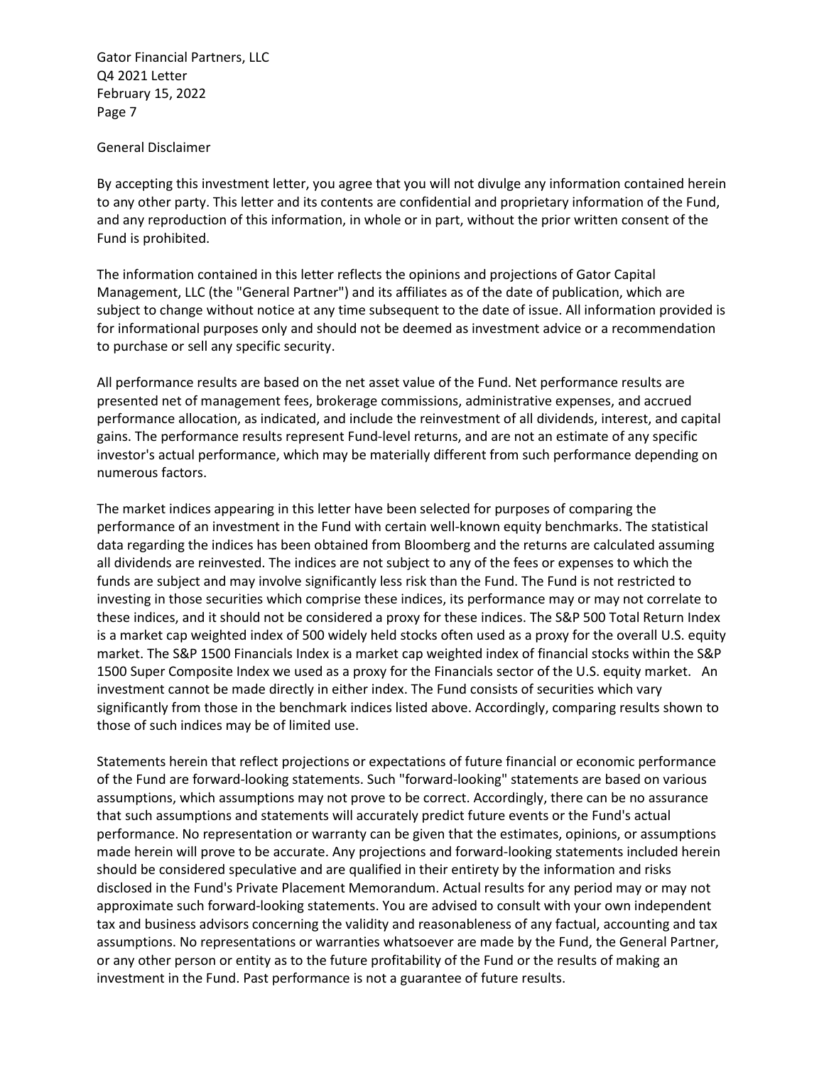## General Disclaimer

By accepting this investment letter, you agree that you will not divulge any information contained herein to any other party. This letter and its contents are confidential and proprietary information of the Fund, and any reproduction of this information, in whole or in part, without the prior written consent of the Fund is prohibited.

The information contained in this letter reflects the opinions and projections of Gator Capital Management, LLC (the "General Partner") and its affiliates as of the date of publication, which are subject to change without notice at any time subsequent to the date of issue. All information provided is for informational purposes only and should not be deemed as investment advice or a recommendation to purchase or sell any specific security.

All performance results are based on the net asset value of the Fund. Net performance results are presented net of management fees, brokerage commissions, administrative expenses, and accrued performance allocation, as indicated, and include the reinvestment of all dividends, interest, and capital gains. The performance results represent Fund-level returns, and are not an estimate of any specific investor's actual performance, which may be materially different from such performance depending on numerous factors.

The market indices appearing in this letter have been selected for purposes of comparing the performance of an investment in the Fund with certain well-known equity benchmarks. The statistical data regarding the indices has been obtained from Bloomberg and the returns are calculated assuming all dividends are reinvested. The indices are not subject to any of the fees or expenses to which the funds are subject and may involve significantly less risk than the Fund. The Fund is not restricted to investing in those securities which comprise these indices, its performance may or may not correlate to these indices, and it should not be considered a proxy for these indices. The S&P 500 Total Return Index is a market cap weighted index of 500 widely held stocks often used as a proxy for the overall U.S. equity market. The S&P 1500 Financials Index is a market cap weighted index of financial stocks within the S&P 1500 Super Composite Index we used as a proxy for the Financials sector of the U.S. equity market. An investment cannot be made directly in either index. The Fund consists of securities which vary significantly from those in the benchmark indices listed above. Accordingly, comparing results shown to those of such indices may be of limited use.

Statements herein that reflect projections or expectations of future financial or economic performance of the Fund are forward-looking statements. Such "forward-looking" statements are based on various assumptions, which assumptions may not prove to be correct. Accordingly, there can be no assurance that such assumptions and statements will accurately predict future events or the Fund's actual performance. No representation or warranty can be given that the estimates, opinions, or assumptions made herein will prove to be accurate. Any projections and forward-looking statements included herein should be considered speculative and are qualified in their entirety by the information and risks disclosed in the Fund's Private Placement Memorandum. Actual results for any period may or may not approximate such forward-looking statements. You are advised to consult with your own independent tax and business advisors concerning the validity and reasonableness of any factual, accounting and tax assumptions. No representations or warranties whatsoever are made by the Fund, the General Partner, or any other person or entity as to the future profitability of the Fund or the results of making an investment in the Fund. Past performance is not a guarantee of future results.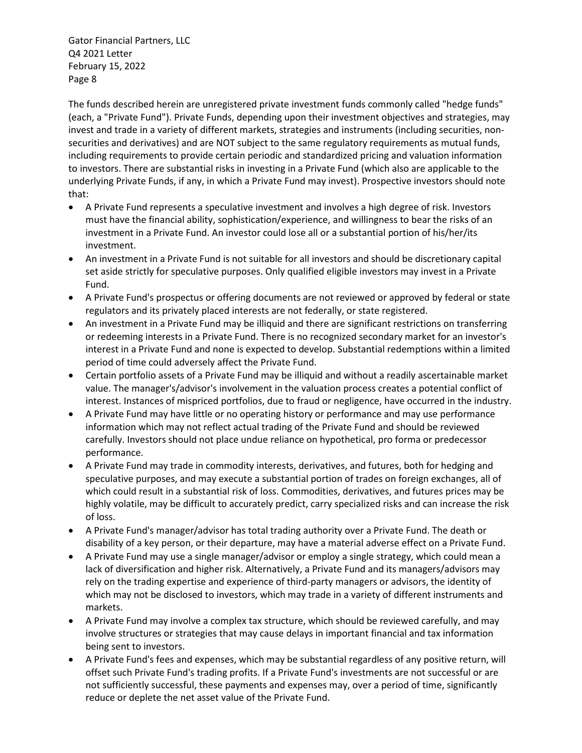The funds described herein are unregistered private investment funds commonly called "hedge funds" (each, a "Private Fund"). Private Funds, depending upon their investment objectives and strategies, may invest and trade in a variety of different markets, strategies and instruments (including securities, non-securities and derivatives) and are NOT subject to the same regulatory requirements as mutual funds, including requirements to provide certain periodic and standardized pricing and valuation information to investors. There are substantial risks in investing in a Private Fund (which also are applicable to the underlying Private Funds, if any, in which a Private Fund may invest). Prospective investors should note that:

- A Private Fund represents a speculative investment and involves a high degree of risk. Investors must have the financial ability, sophistication/experience, and willingness to bear the risks of an investment in a Private Fund. An investor could lose all or a substantial portion of his/her/its investment.
- An investment in a Private Fund is not suitable for all investors and should be discretionary capital set aside strictly for speculative purposes. Only qualified eligible investors may invest in a Private Fund.
- A Private Fund's prospectus or offering documents are not reviewed or approved by federal or state regulators and its privately placed interests are not federally, or state registered.
- An investment in a Private Fund may be illiquid and there are significant restrictions on transferring or redeeming interests in a Private Fund. There is no recognized secondary market for an investor's interest in a Private Fund and none is expected to develop. Substantial redemptions within a limited period of time could adversely affect the Private Fund.
- Certain portfolio assets of a Private Fund may be illiquid and without a readily ascertainable market value. The manager's/advisor's involvement in the valuation process creates a potential conflict of interest. Instances of mispriced portfolios, due to fraud or negligence, have occurred in the industry.
- A Private Fund may have little or no operating history or performance and may use performance information which may not reflect actual trading of the Private Fund and should be reviewed carefully. Investors should not place undue reliance on hypothetical, pro forma or predecessor performance.
- A Private Fund may trade in commodity interests, derivatives, and futures, both for hedging and speculative purposes, and may execute a substantial portion of trades on foreign exchanges, all of which could result in a substantial risk of loss. Commodities, derivatives, and futures prices may be highly volatile, may be difficult to accurately predict, carry specialized risks and can increase the risk of loss.
- A Private Fund's manager/advisor has total trading authority over a Private Fund. The death or disability of a key person, or their departure, may have a material adverse effect on a Private Fund.
- A Private Fund may use a single manager/advisor or employ a single strategy, which could mean a lack of diversification and higher risk. Alternatively, a Private Fund and its managers/advisors may rely on the trading expertise and experience of third-party managers or advisors, the identity of which may not be disclosed to investors, which may trade in a variety of different instruments and markets.
- A Private Fund may involve a complex tax structure, which should be reviewed carefully, and may involve structures or strategies that may cause delays in important financial and tax information being sent to investors.
- A Private Fund's fees and expenses, which may be substantial regardless of any positive return, will offset such Private Fund's trading profits. If a Private Fund's investments are not successful or are not sufficiently successful, these payments and expenses may, over a period of time, significantly reduce or deplete the net asset value of the Private Fund.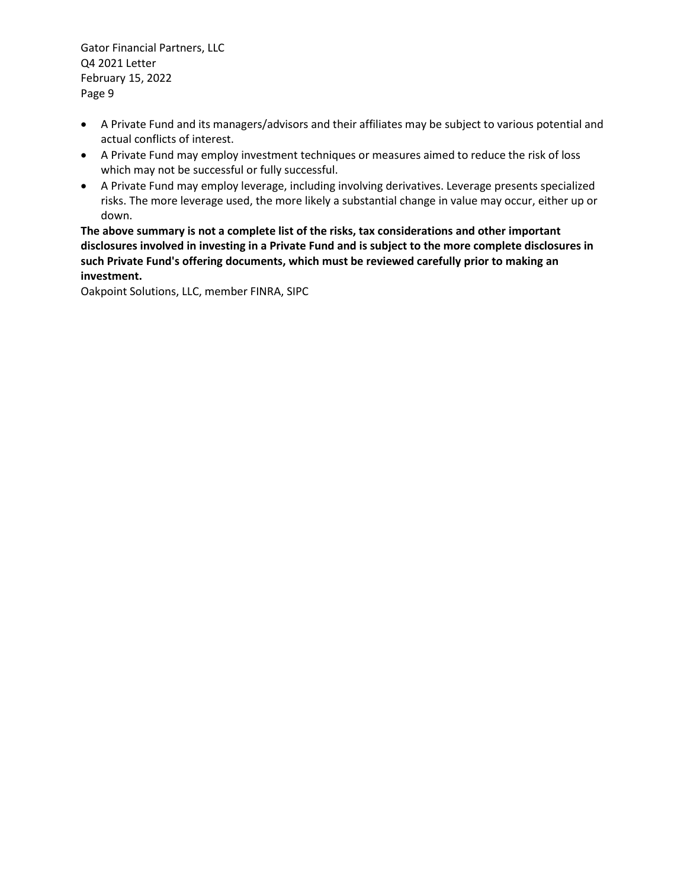- A Private Fund and its managers/advisors and their affiliates may be subject to various potential and actual conflicts of interest.
- A Private Fund may employ investment techniques or measures aimed to reduce the risk of loss which may not be successful or fully successful.
- A Private Fund may employ leverage, including involving derivatives. Leverage presents specialized risks. The more leverage used, the more likely a substantial change in value may occur, either up or down.

**The above summary is not a complete list of the risks, tax considerations and other important disclosures involved in investing in a Private Fund and is subject to the more complete disclosures in such Private Fund's offering documents, which must be reviewed carefully prior to making an investment.**

Oakpoint Solutions, LLC, member FINRA, SIPC